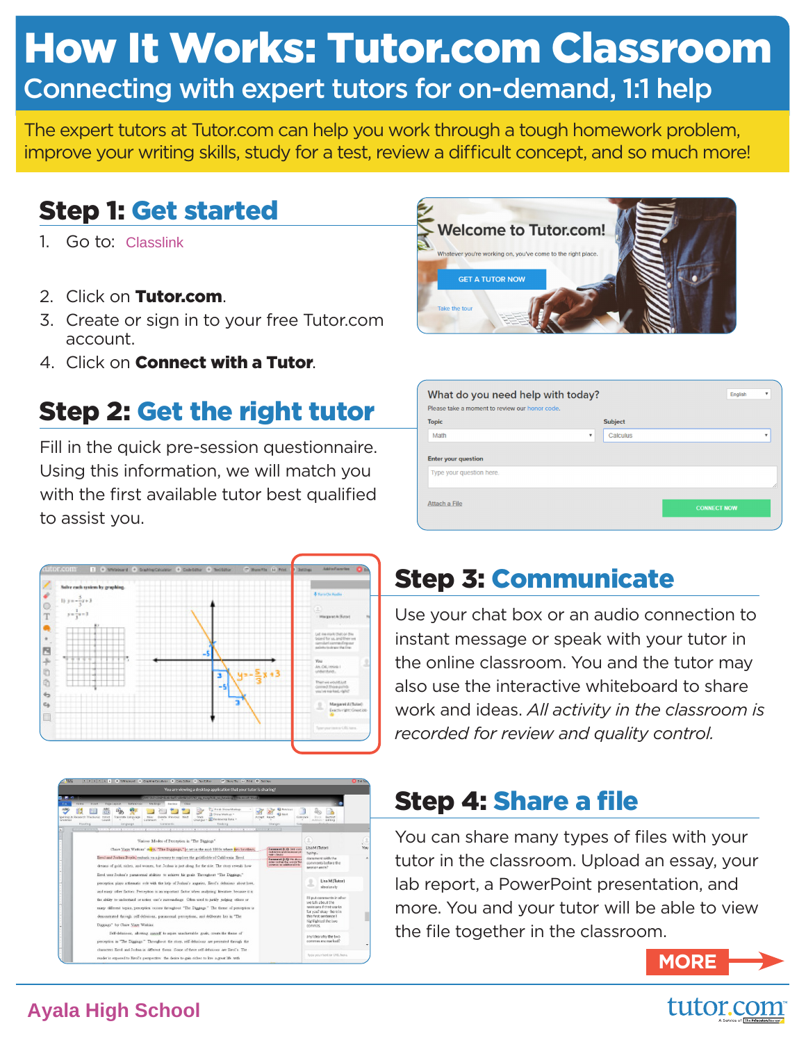# How It Works: Tutor.com Classroom

## Connecting with expert tutors for on-demand, 1:1 help

The expert tutors at Tutor.com can help you work through a tough homework problem, improve your writing skills, study for a test, review a difficult concept, and so much more!

## Step 1: Get started

1. Go to: Classlink
2. Click on **Tutor.com**.
3. Create or sign in to your free Tutor.com account.
4. Click on **Connect with a Tutor**.

## Step 2: Get the right tutor

Fill in the quick pre-session questionnaire. Using this information, we will match you with the first available tutor best qualified to assist you.

## Step 3: Communicate

Use your chat box or an audio connection to instant message or speak with your tutor in the online classroom. You and the tutor may also use the interactive whiteboard to share work and ideas. *All activity in the classroom is recorded for review and quality control.*

## Step 4: Share a file

You can share many types of files with your tutor in the classroom. Upload an essay, your lab report, a PowerPoint presentation, and more. You and your tutor will be able to view the file together in the classroom.

**MORE**

Ayala High School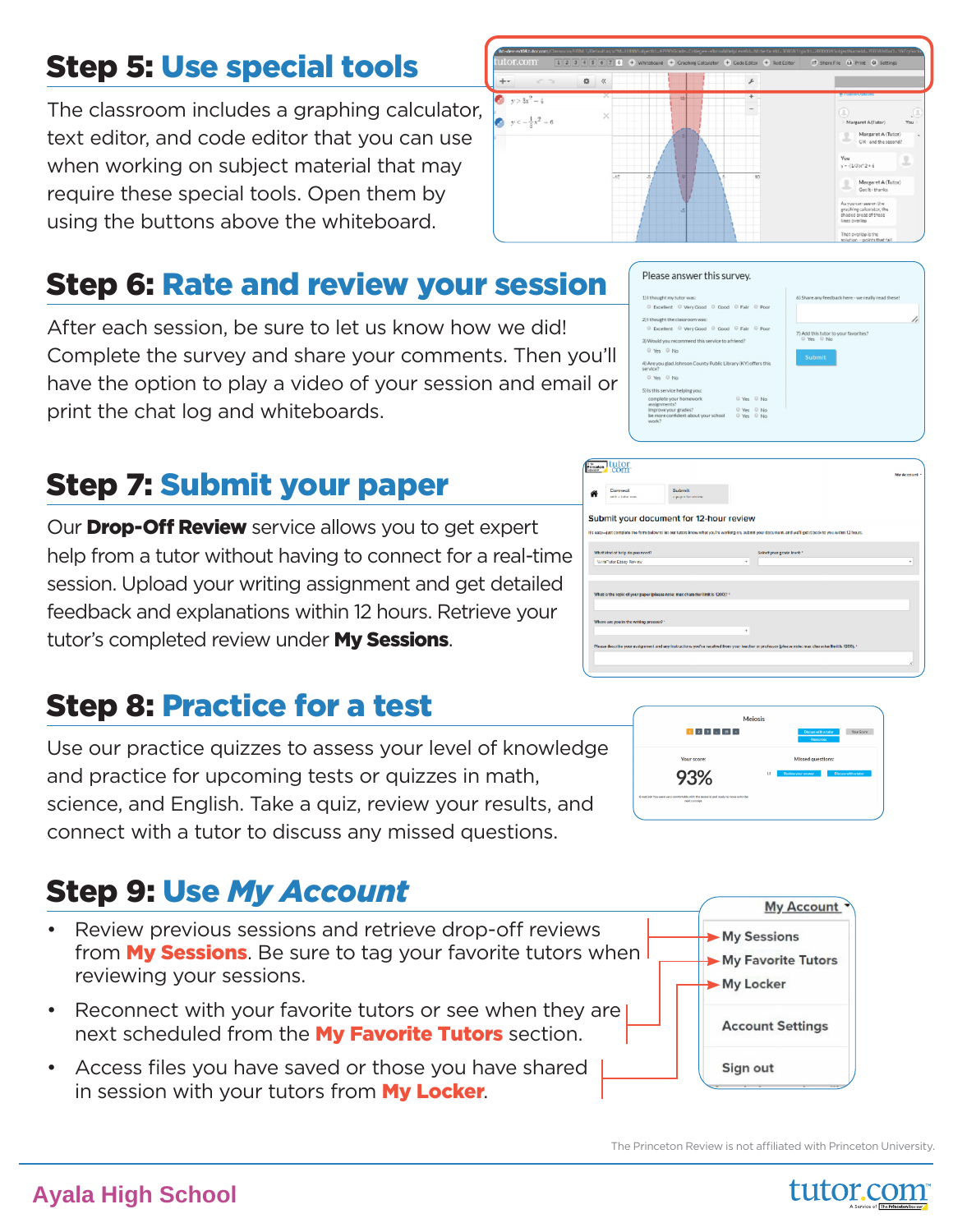## Step 5: Use special tools

The classroom includes a graphing calculator, text editor, and code editor that you can use when working on subject material that may require these special tools. Open them by using the buttons above the whiteboard.

## Step 6: Rate and review your session

After each session, be sure to let us know how we did! Complete the survey and share your comments. Then you'll have the option to play a video of your session and email or print the chat log and whiteboards.

## Step 7: Submit your paper

Our **Drop-Off Review** service allows you to get expert help from a tutor without having to connect for a real-time session. Upload your writing assignment and get detailed feedback and explanations within 12 hours. Retrieve your tutor's completed review under **My Sessions**.

## Step 8: Practice for a test

Use our practice quizzes to assess your level of knowledge and practice for upcoming tests or quizzes in math, science, and English. Take a quiz, review your results, and connect with a tutor to discuss any missed questions.

## Step 9: Use *My Account*

- Review previous sessions and retrieve drop-off reviews from **My Sessions**. Be sure to tag your favorite tutors when reviewing your sessions.
- Reconnect with your favorite tutors or see when they are next scheduled from the **My Favorite Tutors** section.
- Access files you have saved or those you have shared in session with your tutors from **My Locker**.

My Account
- My Sessions
- My Favorite Tutors
- My Locker
- Account Settings
- Sign out

The Princeton Review is not affiliated with Princeton University.

**Ayala High School**

tutor.com